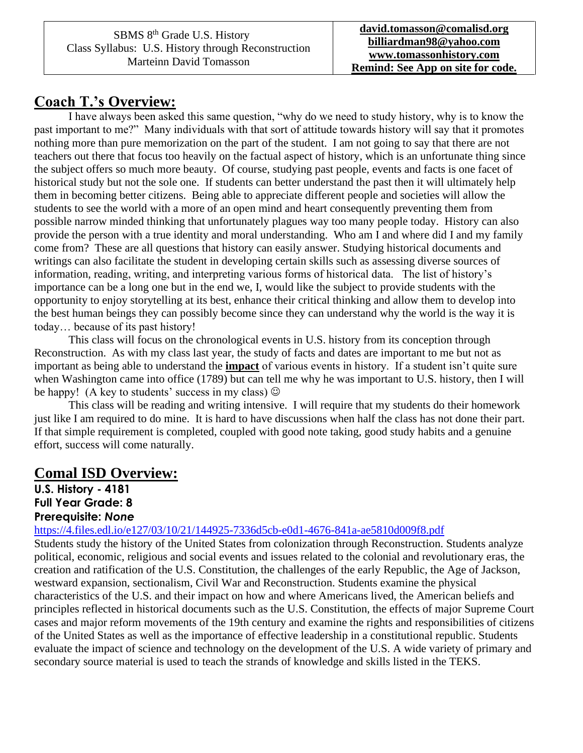| SBMS 8th Grade U.S. History<br>Class Syllabus: U.S. History through Reconstruction<br>Marteinn David Tomasson | **david.tomasson@comalisd.org**<br>**billiardman98@yahoo.com**<br>**www.tomassonhistory.com**<br>**Remind: See App on site for code.** |
|---|---|

## Coach T.'s Overview:

I have always been asked this same question, "why do we need to study history, why is to know the past important to me?" Many individuals with that sort of attitude towards history will say that it promotes nothing more than pure memorization on the part of the student. I am not going to say that there are not teachers out there that focus too heavily on the factual aspect of history, which is an unfortunate thing since the subject offers so much more beauty. Of course, studying past people, events and facts is one facet of historical study but not the sole one. If students can better understand the past then it will ultimately help them in becoming better citizens. Being able to appreciate different people and societies will allow the students to see the world with a more of an open mind and heart consequently preventing them from possible narrow minded thinking that unfortunately plagues way too many people today. History can also provide the person with a true identity and moral understanding. Who am I and where did I and my family come from? These are all questions that history can easily answer. Studying historical documents and writings can also facilitate the student in developing certain skills such as assessing diverse sources of information, reading, writing, and interpreting various forms of historical data. The list of history's importance can be a long one but in the end we, I, would like the subject to provide students with the opportunity to enjoy storytelling at its best, enhance their critical thinking and allow them to develop into the best human beings they can possibly become since they can understand why the world is the way it is today… because of its past history!

This class will focus on the chronological events in U.S. history from its conception through Reconstruction. As with my class last year, the study of facts and dates are important to me but not as important as being able to understand the **impact** of various events in history. If a student isn't quite sure when Washington came into office (1789) but can tell me why he was important to U.S. history, then I will be happy! (A key to students' success in my class) ☺

This class will be reading and writing intensive. I will require that my students do their homework just like I am required to do mine. It is hard to have discussions when half the class has not done their part. If that simple requirement is completed, coupled with good note taking, good study habits and a genuine effort, success will come naturally.

## Comal ISD Overview:

**U.S. History - 4181**
**Full Year Grade: 8**
**Prerequisite: *None***

https://4.files.edl.io/e127/03/10/21/144925-7336d5cb-e0d1-4676-841a-ae5810d009f8.pdf

Students study the history of the United States from colonization through Reconstruction. Students analyze political, economic, religious and social events and issues related to the colonial and revolutionary eras, the creation and ratification of the U.S. Constitution, the challenges of the early Republic, the Age of Jackson, westward expansion, sectionalism, Civil War and Reconstruction. Students examine the physical characteristics of the U.S. and their impact on how and where Americans lived, the American beliefs and principles reflected in historical documents such as the U.S. Constitution, the effects of major Supreme Court cases and major reform movements of the 19th century and examine the rights and responsibilities of citizens of the United States as well as the importance of effective leadership in a constitutional republic. Students evaluate the impact of science and technology on the development of the U.S. A wide variety of primary and secondary source material is used to teach the strands of knowledge and skills listed in the TEKS.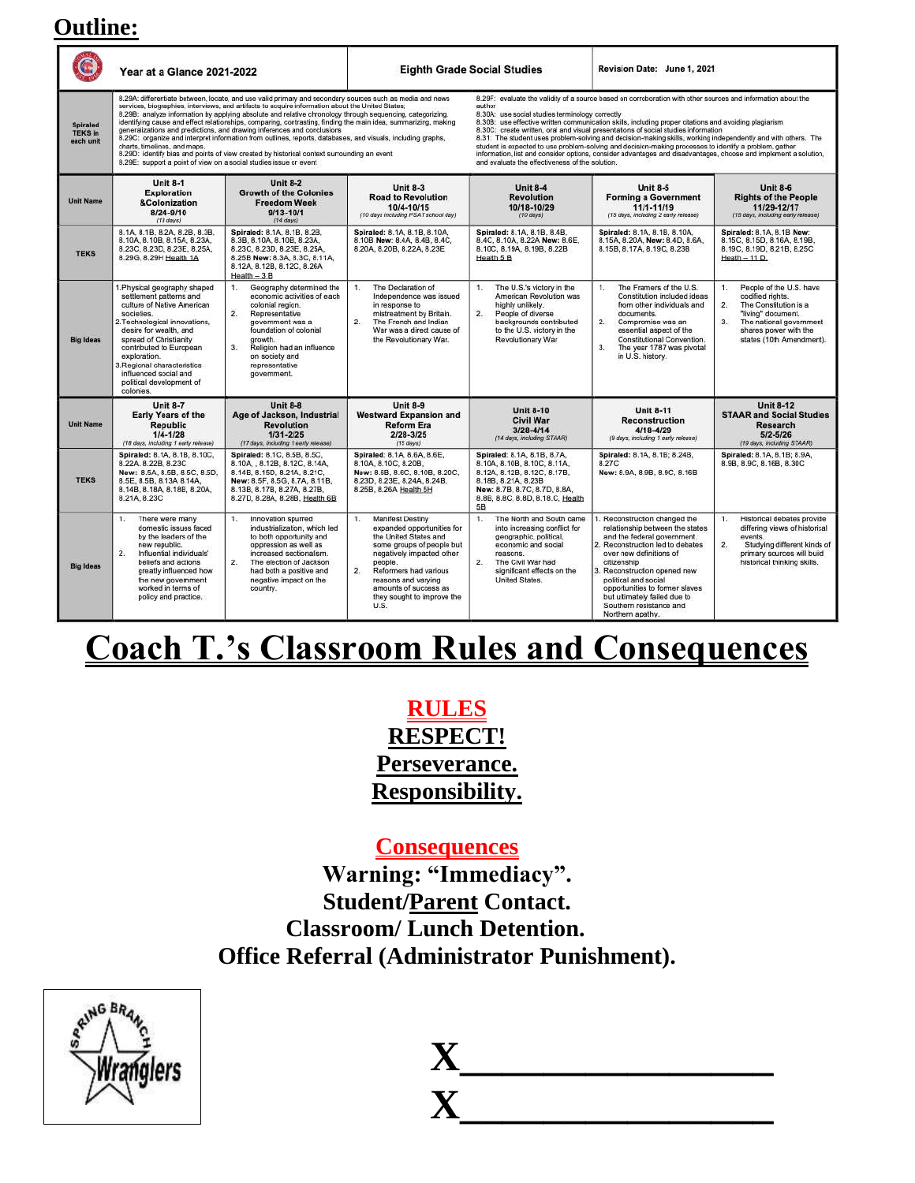## Outline:

| Year at a Glance 2021-2022 | | | Eighth Grade Social Studies | | Revision Date: June 1, 2021 |
|---|---|---|---|---|---|
| **Spiraled TEKS in each unit** | 8.29A: differentiate between, locate, and use valid primary and secondary sources such as media and news services, biographies, interviews, and artifacts to acquire information about the United States; 8.29B: analyze information by applying absolute and relative chronology through sequencing, categorizing, identifying cause and effect relationships, comparing, contrasting, finding the main idea, summarizing, making generalizations and predictions, and drawing inferences and conclusions 8.29C: organize and interpret information from outlines, reports, databases, and visuals, including graphs, charts, timelines, and maps. 8.29D: identify bias and points of view created by historical context surrounding an event 8.29E: support a point of view on a social studies issue or event | | 8.29F: evaluate the validity of a source based on corroboration with other sources and information about the author 8.30A: use social studies terminology correctly 8.30B: use effective written communication skills, including proper citations and avoiding plagiarism 8.30C: create written, oral and visual presentations of social studies information 8.31: The student uses problem-solving and decision-making skills, working independently and with others. The student is expected to use problem-solving and decision-making processes to identify a problem, gather information, list and consider options, consider advantages and disadvantages, choose and implement a solution, and evaluate the effectiveness of the solution. | | |
| **Unit Name** | **Unit 8-1 Exploration &Colonization 8/24-9/10** (13 days) | **Unit 8-2 Growth of the Colonies Freedom Week 9/13-10/1** (14 days) | **Unit 8-3 Road to Revolution 10/4-10/15** (10 days including PSAT school day) | **Unit 8-4 Revolution 10/18-10/29** (10 days) | **Unit 8-5 Forming a Government 11/1-11/19** (15 days, including 2 early release) | **Unit 8-6 Rights of the People 11/29-12/17** (15 days, including early release) |
| **TEKS** | 8.1A, 8.1B, 8.2A, 8.2B, 8.3B, 8.10A, 8.10B, 8.15A, 8.23A, 8.23C, 8.23D, 8.23E, 8.25A, 8.29G, 8.29H Health 1A | **Spiraled:** 8.1A, 8.1B, 8.2B, 8.3B, 8.10A, 8.10B, 8.23A, 8.23C, 8.23D, 8.23E, 8.25A, 8.25B **New:** 8.3A, 8.3C, 8.11A, 8.12A, 8.12B, 8.12C, 8.26A Health – 3 B | **Spiraled:** 8.1A, 8.1B, 8.10A, 8.10B **New:** 8.4A, 8.4B, 8.4C, 8.20A, 8.20B, 8.22A, 8.23E | **Spiraled:** 8.1A, 8.1B, 8.4B, 8.4C, 8.10A, 8.22A **New:** 8.6E, 8.10C, 8.19A, 8.19B, 8.22B Health 5 B | **Spiraled:** 8.1A, 8.1B, 8.10A, 8.15A, 8.20A, **New:** 8.4D, 8.6A, 8.15B, 8.17A, 8.19C, 8.23B | **Spiraled:** 8.1A, 8.1B **New:** 8.15C, 8.15D, 8.16A, 8.19B, 8.19C, 8.19D, 8.21B, 8.25C Health – 11 D |
| **Big Ideas** | 1. Physical geography shaped settlement patterns and culture of Native American societies. 2. Technological innovations, desire for wealth, and spread of Christianity contributed to European exploration. 3. Regional characteristics influenced social and political development of colonies. | 1. Geography determined the economic activities of each colonial region. 2. Representative government was a foundation of colonial growth. 3. Religion had an influence on society and representative government. | 1. The Declaration of Independence was issued in response to mistreatment by Britain. 2. The French and Indian War was a direct cause of the Revolutionary War. | 1. The U.S.'s victory in the American Revolution was highly unlikely. 2. People of diverse backgrounds contributed to the U.S. victory in the Revolutionary War | 1. The Framers of the U.S. Constitution included ideas from other individuals and documents. 2. Compromise was an essential aspect of the Constitutional Convention. 3. The year 1787 was pivotal in U.S. history. | 1. People of the U.S. have codified rights. 2. The Constitution is a "living" document. 3. The national government shares power with the states (10th Amendment). |
| **Unit Name** | **Unit 8-7 Early Years of the Republic 1/4-1/28** (18 days, including 1 early release) | **Unit 8-8 Age of Jackson, Industrial Revolution 1/31-2/25** (17 days, including 1 early release) | **Unit 8-9 Westward Expansion and Reform Era 2/28-3/25** (15 days) | **Unit 8-10 Civil War 3/28-4/14** (14 days, including STAAR) | **Unit 8-11 Reconstruction 4/18-4/29** (9 days, including 1 early release) | **Unit 8-12 STAAR and Social Studies Research 5/2-5/26** (19 days, including STAAR) |
| **TEKS** | **Spiraled:** 8.1A, 8.1B, 8.10C, 8.22A, 8.22B, 8.23C **New:** 8.5A, 8.5B, 8.5C, 8.5D, 8.5E, 8.5B, 8.13A 8.14A, 8.14B, 8.18A, 8.18B, 8.20A, 8.21A, 8.23C | **Spiraled:** 8.1C, 8.5B, 8.5C, 8.10A, , 8.12B, 8.12C, 8.14A, 8.14B, 8.15D, 8.21A, 8.21C, **New:** 8.5F, 8.5G, 8.7A, 8.11B, 8.13B, 8.17B, 8.27A, 8.27B, 8.27D, 8.28A, 8.28B, Health 6B | **Spiraled:** 8.1A 8.6A, 8.6E, 8.10A, 8.10C, 8.20B, **New:** 8.6B, 8.6C, 8.10B, 8.20C, 8.23D, 8.23E, 8.24A, 8.24B, 8.25B, 8.26A Health 5H | **Spiraled:** 8.1A, 8.1B, 8.7A, 8.10A, 8.10B, 8.10C, 8.11A, 8.12A, 8.12B, 8.12C, 8.17B, 8.18B, 8.21A, 8.23B **New:** 8.7B, 8.7C, 8.7D, 8.8A, 8.8B, 8.8C, 8.8D, 8.18.C, Health 5B | **Spiraled:** 8.1A, 8.1B; 8.24B, 8.27C **New:** 8.9A, 8.9B, 8.9C, 8.16B | **Spiraled:** 8.1A, 8.1B; 8.9A, 8.9B, 8.9C, 8.16B, 8.30C |
| **Big Ideas** | 1. There were many domestic issues faced by the leaders of the new republic. 2. Influential individuals' beliefs and actions greatly influenced how the new government worked in terms of policy and practice. | 1. Innovation spurred industrialization, which led to both opportunity and oppression as well as increased sectionalism. 2. The election of Jackson had both a positive and negative impact on the country. | 1. Manifest Destiny expanded opportunities for the United States and some groups of people but negatively impacted other people. 2. Reformers had various reasons and varying amounts of success as they sought to improve the U.S. | 1. The North and South came into increasing conflict for geographic, political, economic and social reasons. 2. The Civil War had significant effects on the United States. | 1. Reconstruction changed the relationship between the states and the federal government. 2. Reconstruction led to debates over new definitions of citizenship 3. Reconstruction opened new political and social opportunities to former slaves but ultimately failed due to Southern resistance and Northern apathy. | 1. Historical debates provide differing views of historical events. 2. Studying different kinds of primary sources will build historical thinking skills. |

# Coach T.'s Classroom Rules and Consequences

## RULES

**RESPECT!**

**Perseverance.**

**Responsibility.**

## Consequences

**Warning: "Immediacy".**

**Student/Parent Contact.**

**Classroom/ Lunch Detention.**

**Office Referral (Administrator Punishment).**

Spring Branch Wranglers

X_________________

X_________________